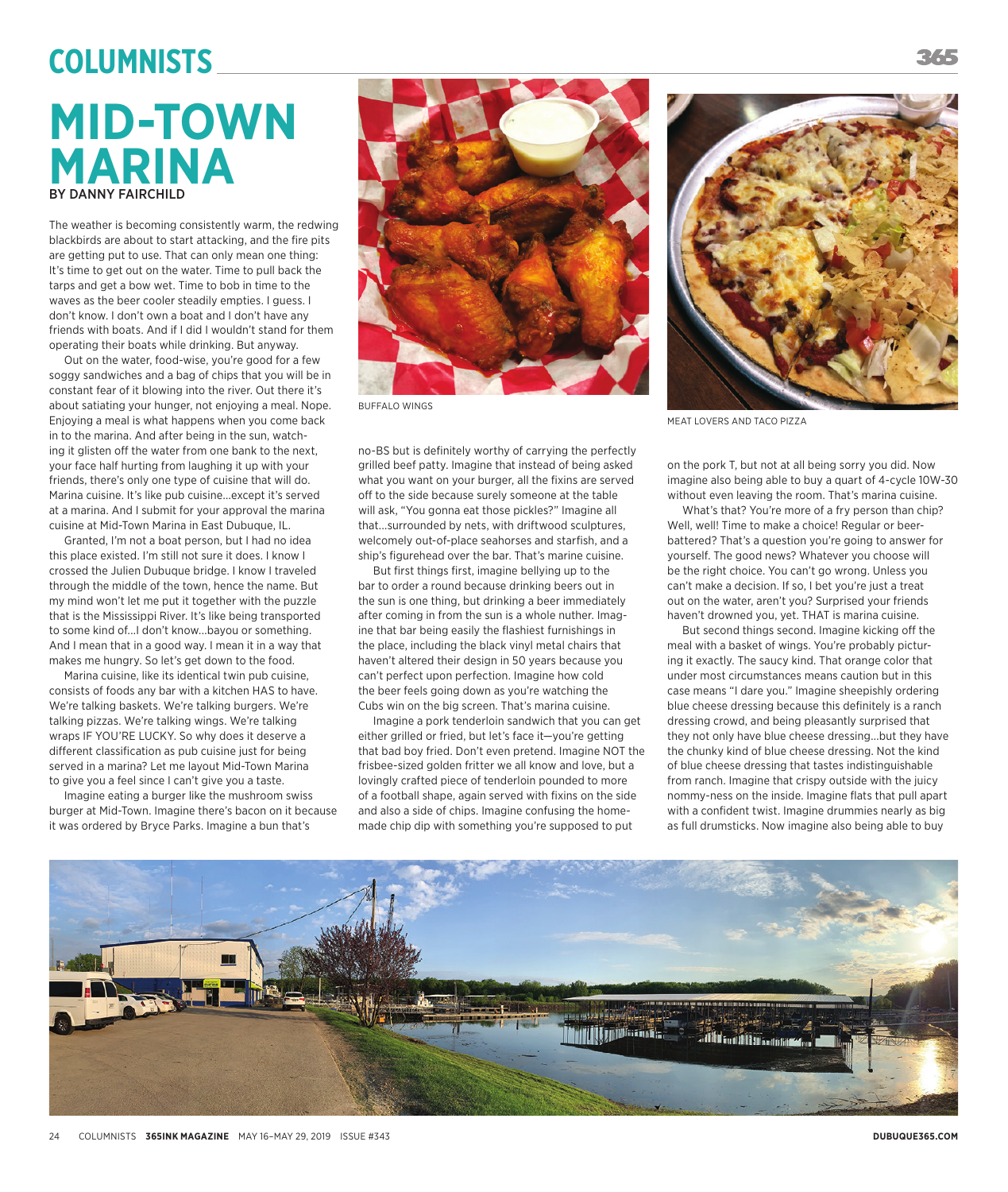# MID-TOWN MARINA

BY DANNY FAIRCHILD

The weather is becoming consistently warm, the redwing blackbirds are about to start attacking, and the fire pits are getting put to use. That can only mean one thing: It's time to get out on the water. Time to pull back the tarps and get a bow wet. Time to bob in time to the waves as the beer cooler steadily empties. I guess. I don't know. I don't own a boat and I don't have any friends with boats. And if I did I wouldn't stand for them operating their boats while drinking. But anyway.

Out on the water, food-wise, you're good for a few soggy sandwiches and a bag of chips that you will be in constant fear of it blowing into the river. Out there it's about satiating your hunger, not enjoying a meal. Nope. Enjoying a meal is what happens when you come back in to the marina. And after being in the sun, watching it glisten off the water from one bank to the next, your face half hurting from laughing it up with your friends, there's only one type of cuisine that will do. Marina cuisine. It's like pub cuisine…except it's served at a marina. And I submit for your approval the marina cuisine at Mid-Town Marina in East Dubuque, IL.

Granted, I'm not a boat person, but I had no idea this place existed. I'm still not sure it does. I know I crossed the Julien Dubuque bridge. I know I traveled through the middle of the town, hence the name. But my mind won't let me put it together with the puzzle that is the Mississippi River. It's like being transported to some kind of…I don't know…bayou or something. And I mean that in a good way. I mean it in a way that makes me hungry. So let's get down to the food.

Marina cuisine, like its identical twin pub cuisine, consists of foods any bar with a kitchen HAS to have. We're talking baskets. We're talking burgers. We're talking pizzas. We're talking wings. We're talking wraps IF YOU'RE LUCKY. So why does it deserve a different classification as pub cuisine just for being served in a marina? Let me layout Mid-Town Marina to give you a feel since I can't give you a taste.

Imagine eating a burger like the mushroom swiss burger at Mid-Town. Imagine there's bacon on it because it was ordered by Bryce Parks. Imagine a bun that's no-BS but is definitely worthy of carrying the perfectly grilled beef patty. Imagine that instead of being asked what you want on your burger, all the fixins are served off to the side because surely someone at the table will ask, "You gonna eat those pickles?" Imagine all that…surrounded by nets, with driftwood sculptures, welcomely out-of-place seahorses and starfish, and a ship's figurehead over the bar. That's marine cuisine.

BUFFALO WINGS

But first things first, imagine bellying up to the bar to order a round because drinking beers out in the sun is one thing, but drinking a beer immediately after coming in from the sun is a whole nuther. Imagine that bar being easily the flashiest furnishings in the place, including the black vinyl metal chairs that haven't altered their design in 50 years because you can't perfect upon perfection. Imagine how cold the beer feels going down as you're watching the Cubs win on the big screen. That's marina cuisine.

Imagine a pork tenderloin sandwich that you can get either grilled or fried, but let's face it—you're getting that bad boy fried. Don't even pretend. Imagine NOT the frisbee-sized golden fritter we all know and love, but a lovingly crafted piece of tenderloin pounded to more of a football shape, again served with fixins on the side and also a side of chips. Imagine confusing the homemade chip dip with something you're supposed to put on the pork T, but not at all being sorry you did. Now imagine also being able to buy a quart of 4-cycle 10W-30 without even leaving the room. That's marina cuisine.

MEAT LOVERS AND TACO PIZZA

What's that? You're more of a fry person than chip? Well, well! Time to make a choice! Regular or beer-battered? That's a question you're going to answer for yourself. The good news? Whatever you choose will be the right choice. You can't go wrong. Unless you can't make a decision. If so, I bet you're just a treat out on the water, aren't you? Surprised your friends haven't drowned you, yet. THAT is marina cuisine.

But second things second. Imagine kicking off the meal with a basket of wings. You're probably picturing it exactly. The saucy kind. That orange color that under most circumstances means caution but in this case means "I dare you." Imagine sheepishly ordering blue cheese dressing because this definitely is a ranch dressing crowd, and being pleasantly surprised that they not only have blue cheese dressing…but they have the chunky kind of blue cheese dressing. Not the kind of blue cheese dressing that tastes indistinguishable from ranch. Imagine that crispy outside with the juicy nommy-ness on the inside. Imagine flats that pull apart with a confident twist. Imagine drummies nearly as big as full drumsticks. Now imagine also being able to buy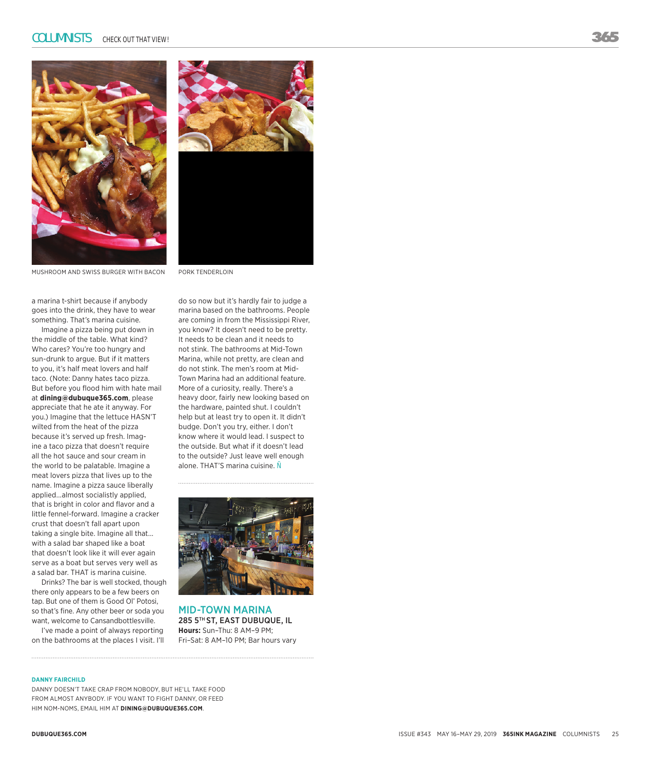MUSHROOM AND SWISS BURGER WITH BACON

PORK TENDERLOIN

a marina t-shirt because if anybody goes into the drink, they have to wear something. That's marina cuisine.

Imagine a pizza being put down in the middle of the table. What kind? Who cares? You're too hungry and sun-drunk to argue. But if it matters to you, it's half meat lovers and half taco. (Note: Danny hates taco pizza. But before you flood him with hate mail at **dining@dubuque365.com**, please appreciate that he ate it anyway. For you.) Imagine that the lettuce HASN'T wilted from the heat of the pizza because it's served up fresh. Imagine a taco pizza that doesn't require all the hot sauce and sour cream in the world to be palatable. Imagine a meat lovers pizza that lives up to the name. Imagine a pizza sauce liberally applied…almost socialistly applied, that is bright in color and flavor and a little fennel-forward. Imagine a cracker crust that doesn't fall apart upon taking a single bite. Imagine all that… with a salad bar shaped like a boat that doesn't look like it will ever again serve as a boat but serves very well as a salad bar. THAT is marina cuisine.

Drinks? The bar is well stocked, though there only appears to be a few beers on tap. But one of them is Good Ol' Potosi, so that's fine. Any other beer or soda you want, welcome to Cansandbottlesville.

I've made a point of always reporting on the bathrooms at the places I visit. I'll do so now but it's hardly fair to judge a marina based on the bathrooms. People are coming in from the Mississippi River, you know? It doesn't need to be pretty. It needs to be clean and it needs to not stink. The bathrooms at Mid-Town Marina, while not pretty, are clean and do not stink. The men's room at Mid-Town Marina had an additional feature. More of a curiosity, really. There's a heavy door, fairly new looking based on the hardware, painted shut. I couldn't help but at least try to open it. It didn't budge. Don't you try, either. I don't know where it would lead. I suspect to the outside. But what if it doesn't lead to the outside? Just leave well enough alone. THAT'S marina cuisine. Ñ

## MID-TOWN MARINA

**285 5TH ST, EAST DUBUQUE, IL**

**Hours:** Sun–Thu: 8 AM–9 PM; Fri–Sat: 8 AM–10 PM; Bar hours vary

**DANNY FAIRCHILD**

DANNY DOESN'T TAKE CRAP FROM NOBODY, BUT HE'LL TAKE FOOD FROM ALMOST ANYBODY. IF YOU WANT TO FIGHT DANNY, OR FEED HIM NOM-NOMS, EMAIL HIM AT **DINING@DUBUQUE365.COM**.